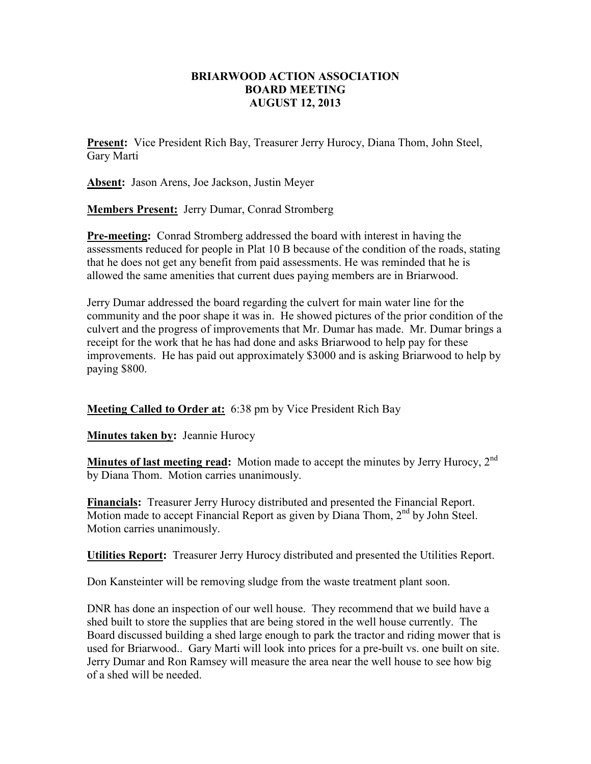# BRIARWOOD ACTION ASSOCIATION
# BOARD MEETING
# AUGUST 12, 2013

**Present:** Vice President Rich Bay, Treasurer Jerry Hurocy, Diana Thom, John Steel, Gary Marti

**Absent:** Jason Arens, Joe Jackson, Justin Meyer

**Members Present:** Jerry Dumar, Conrad Stromberg

**Pre-meeting:** Conrad Stromberg addressed the board with interest in having the assessments reduced for people in Plat 10 B because of the condition of the roads, stating that he does not get any benefit from paid assessments. He was reminded that he is allowed the same amenities that current dues paying members are in Briarwood.

Jerry Dumar addressed the board regarding the culvert for main water line for the community and the poor shape it was in. He showed pictures of the prior condition of the culvert and the progress of improvements that Mr. Dumar has made. Mr. Dumar brings a receipt for the work that he has had done and asks Briarwood to help pay for these improvements. He has paid out approximately $3000 and is asking Briarwood to help by paying $800.

**Meeting Called to Order at:** 6:38 pm by Vice President Rich Bay

**Minutes taken by:** Jeannie Hurocy

**Minutes of last meeting read:** Motion made to accept the minutes by Jerry Hurocy, 2nd by Diana Thom. Motion carries unanimously.

**Financials:** Treasurer Jerry Hurocy distributed and presented the Financial Report. Motion made to accept Financial Report as given by Diana Thom, 2nd by John Steel. Motion carries unanimously.

**Utilities Report:** Treasurer Jerry Hurocy distributed and presented the Utilities Report.

Don Kansteinter will be removing sludge from the waste treatment plant soon.

DNR has done an inspection of our well house. They recommend that we build have a shed built to store the supplies that are being stored in the well house currently. The Board discussed building a shed large enough to park the tractor and riding mower that is used for Briarwood.. Gary Marti will look into prices for a pre-built vs. one built on site. Jerry Dumar and Ron Ramsey will measure the area near the well house to see how big of a shed will be needed.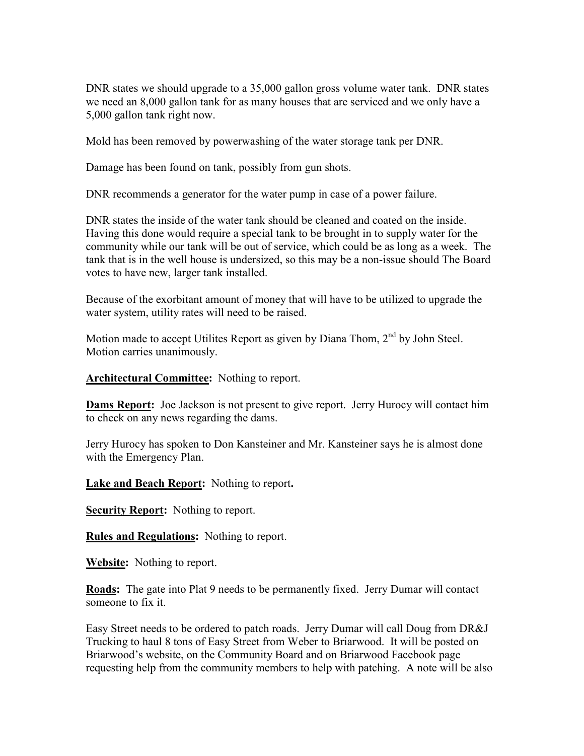DNR states we should upgrade to a 35,000 gallon gross volume water tank. DNR states we need an 8,000 gallon tank for as many houses that are serviced and we only have a 5,000 gallon tank right now.

Mold has been removed by powerwashing of the water storage tank per DNR.

Damage has been found on tank, possibly from gun shots.

DNR recommends a generator for the water pump in case of a power failure.

DNR states the inside of the water tank should be cleaned and coated on the inside. Having this done would require a special tank to be brought in to supply water for the community while our tank will be out of service, which could be as long as a week. The tank that is in the well house is undersized, so this may be a non-issue should The Board votes to have new, larger tank installed.

Because of the exorbitant amount of money that will have to be utilized to upgrade the water system, utility rates will need to be raised.

Motion made to accept Utilites Report as given by Diana Thom, 2nd by John Steel. Motion carries unanimously.

**Architectural Committee:** Nothing to report.

**Dams Report:** Joe Jackson is not present to give report. Jerry Hurocy will contact him to check on any news regarding the dams.

Jerry Hurocy has spoken to Don Kansteiner and Mr. Kansteiner says he is almost done with the Emergency Plan.

**Lake and Beach Report:** Nothing to report**.**

**Security Report:** Nothing to report.

**Rules and Regulations:** Nothing to report.

**Website:** Nothing to report.

**Roads:** The gate into Plat 9 needs to be permanently fixed. Jerry Dumar will contact someone to fix it.

Easy Street needs to be ordered to patch roads. Jerry Dumar will call Doug from DR&J Trucking to haul 8 tons of Easy Street from Weber to Briarwood. It will be posted on Briarwood's website, on the Community Board and on Briarwood Facebook page requesting help from the community members to help with patching. A note will be also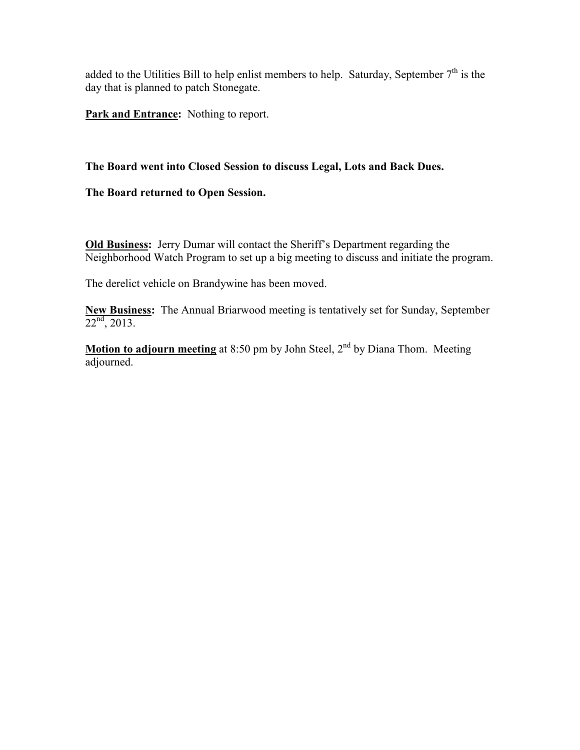added to the Utilities Bill to help enlist members to help. Saturday, September 7th is the day that is planned to patch Stonegate.

**Park and Entrance:** Nothing to report.

**The Board went into Closed Session to discuss Legal, Lots and Back Dues.**

**The Board returned to Open Session.**

**Old Business:** Jerry Dumar will contact the Sheriff's Department regarding the Neighborhood Watch Program to set up a big meeting to discuss and initiate the program.

The derelict vehicle on Brandywine has been moved.

**New Business:** The Annual Briarwood meeting is tentatively set for Sunday, September 22nd, 2013.

**Motion to adjourn meeting** at 8:50 pm by John Steel, 2nd by Diana Thom. Meeting adjourned.